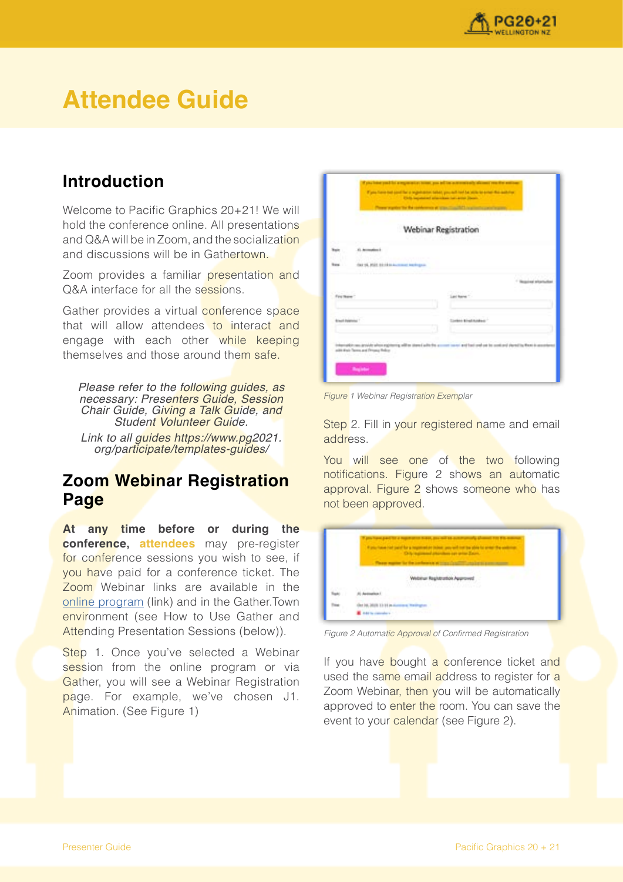# Attendee Guide

## Introduction

Welcome to Pacific Graphics 20+21! We will hold the conference online. All presentations and Q&A will be in Zoom, and the socialization and discussions will be in Gathertown.

Zoom provides a familiar presentation and Q&A interface for all the sessions.

Gather provides a virtual conference space that will allow attendees to interact and engage with each other while keeping themselves and those around them safe.

*Please refer to the following guides, as necessary: Presenters Guide, Session Chair Guide, Giving a Talk Guide, and Student Volunteer Guide.*

*Link to all guides https://www.pg2021.org/participate/templates-guides/*

## Zoom Webinar Registration Page

**At any time before or during the conference, attendees** may pre-register for conference sessions you wish to see, if you have paid for a conference ticket. The Zoom Webinar links are available in the online program (link) and in the Gather.Town environment (see How to Use Gather and Attending Presentation Sessions (below)).

Step 1. Once you've selected a Webinar session from the online program or via Gather, you will see a Webinar Registration page. For example, we've chosen J1. Animation. (See Figure 1)

*Figure 1 Webinar Registration Exemplar*

Step 2. Fill in your registered name and email address.

You will see one of the two following notifications. Figure 2 shows an automatic approval. Figure 2 shows someone who has not been approved.

*Figure 2 Automatic Approval of Confirmed Registration*

If you have bought a conference ticket and used the same email address to register for a Zoom Webinar, then you will be automatically approved to enter the room. You can save the event to your calendar (see Figure 2).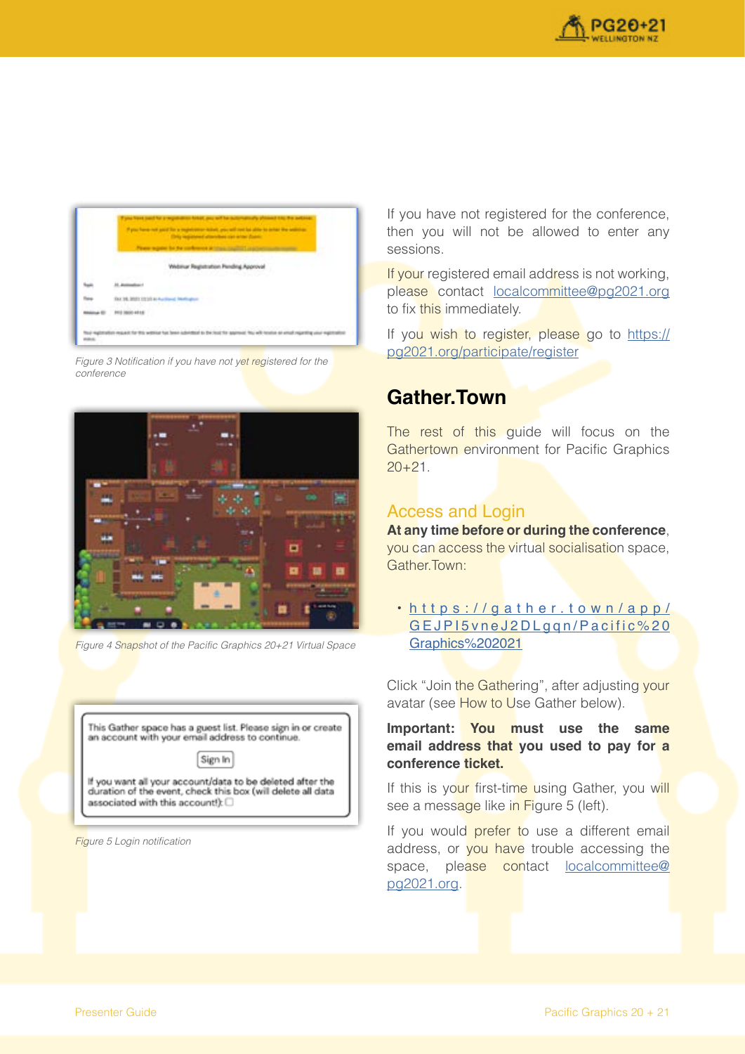Figure 3 Notification if you have not yet registered for the conference

Figure 4 Snapshot of the Pacific Graphics 20+21 Virtual Space

Figure 5 Login notification

If you have not registered for the conference, then you will not be allowed to enter any sessions.

If your registered email address is not working, please contact localcommittee@pg2021.org to fix this immediately.

If you wish to register, please go to https://pg2021.org/participate/register

## Gather.Town

The rest of this guide will focus on the Gathertown environment for Pacific Graphics 20+21.

### Access and Login

**At any time before or during the conference**, you can access the virtual socialisation space, Gather.Town:

- https://gather.town/app/GEJPI5vneJ2DLgqn/Pacific%20Graphics%202021

Click "Join the Gathering", after adjusting your avatar (see How to Use Gather below).

**Important: You must use the same email address that you used to pay for a conference ticket.**

If this is your first-time using Gather, you will see a message like in Figure 5 (left).

If you would prefer to use a different email address, or you have trouble accessing the space, please contact localcommittee@pg2021.org.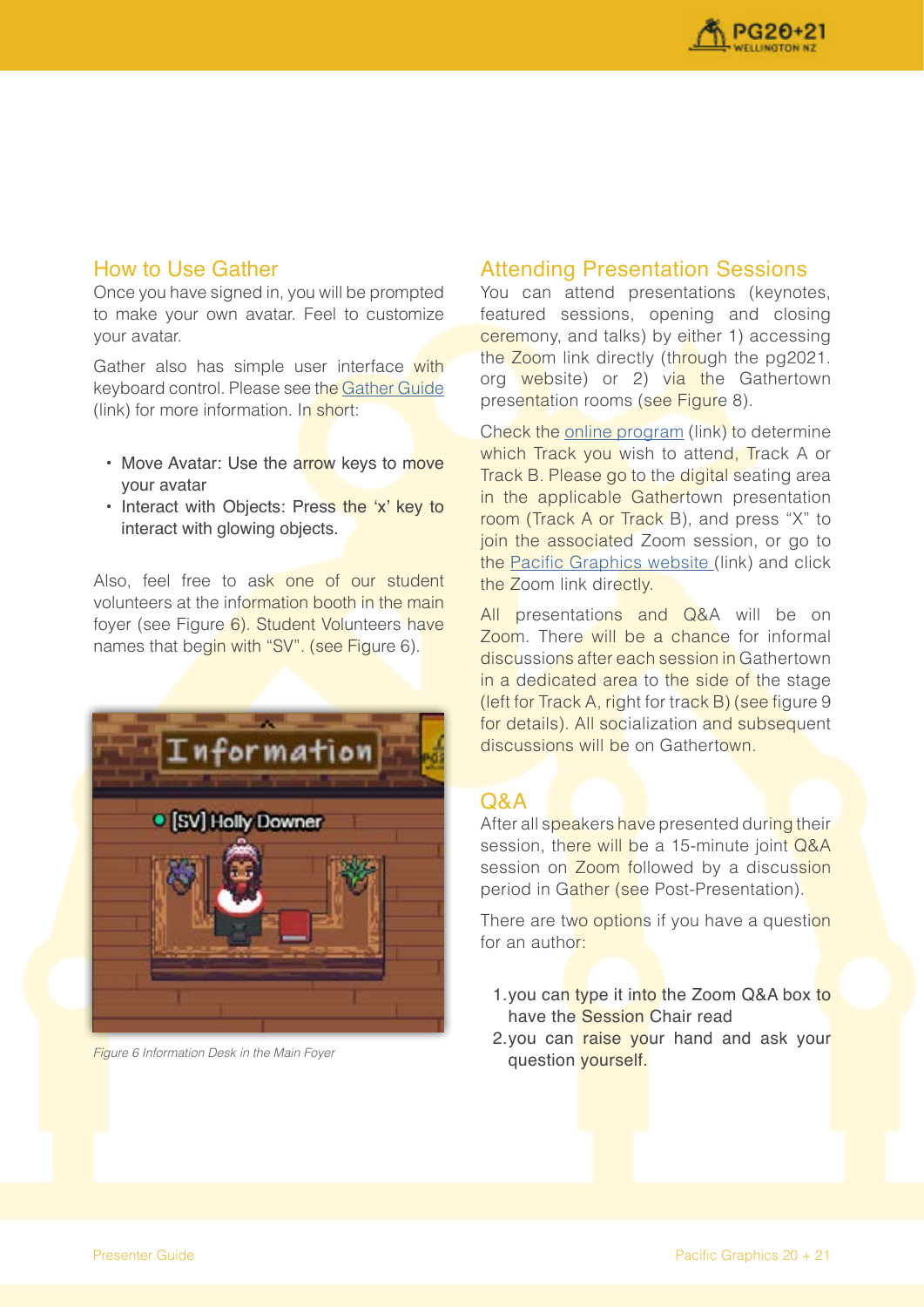## How to Use Gather

Once you have signed in, you will be prompted to make your own avatar. Feel to customize your avatar.

Gather also has simple user interface with keyboard control. Please see the [Gather Guide](link) (link) for more information. In short:

- Move Avatar: Use the arrow keys to move your avatar
- Interact with Objects: Press the 'x' key to interact with glowing objects.

Also, feel free to ask one of our student volunteers at the information booth in the main foyer (see Figure 6). Student Volunteers have names that begin with "SV". (see Figure 6).

*Figure 6 Information Desk in the Main Foyer*

## Attending Presentation Sessions

You can attend presentations (keynotes, featured sessions, opening and closing ceremony, and talks) by either 1) accessing the Zoom link directly (through the pg2021.org website) or 2) via the Gathertown presentation rooms (see Figure 8).

Check the online program (link) to determine which Track you wish to attend, Track A or Track B. Please go to the digital seating area in the applicable Gathertown presentation room (Track A or Track B), and press "X" to join the associated Zoom session, or go to the Pacific Graphics website (link) and click the Zoom link directly.

All presentations and Q&A will be on Zoom. There will be a chance for informal discussions after each session in Gathertown in a dedicated area to the side of the stage (left for Track A, right for track B) (see figure 9 for details). All socialization and subsequent discussions will be on Gathertown.

## Q&A

After all speakers have presented during their session, there will be a 15-minute joint Q&A session on Zoom followed by a discussion period in Gather (see Post-Presentation).

There are two options if you have a question for an author:

1. you can type it into the Zoom Q&A box to have the Session Chair read
2. you can raise your hand and ask your question yourself.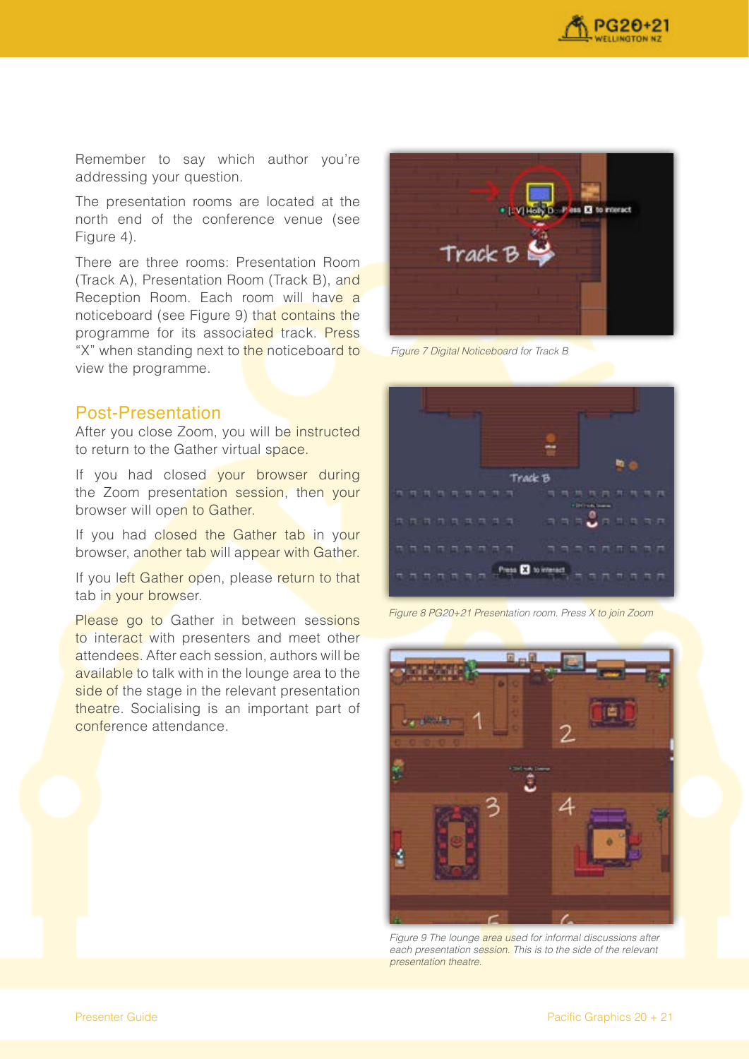Remember to say which author you're addressing your question.

The presentation rooms are located at the north end of the conference venue (see Figure 4).

There are three rooms: Presentation Room (Track A), Presentation Room (Track B), and Reception Room. Each room will have a noticeboard (see Figure 9) that contains the programme for its associated track. Press "X" when standing next to the noticeboard to view the programme.

## Post-Presentation

After you close Zoom, you will be instructed to return to the Gather virtual space.

If you had closed your browser during the Zoom presentation session, then your browser will open to Gather.

If you had closed the Gather tab in your browser, another tab will appear with Gather.

If you left Gather open, please return to that tab in your browser.

Please go to Gather in between sessions to interact with presenters and meet other attendees. After each session, authors will be available to talk with in the lounge area to the side of the stage in the relevant presentation theatre. Socialising is an important part of conference attendance.

*Figure 7 Digital Noticeboard for Track B*

*Figure 8 PG20+21 Presentation room. Press X to join Zoom*

*Figure 9 The lounge area used for informal discussions after each presentation session. This is to the side of the relevant presentation theatre.*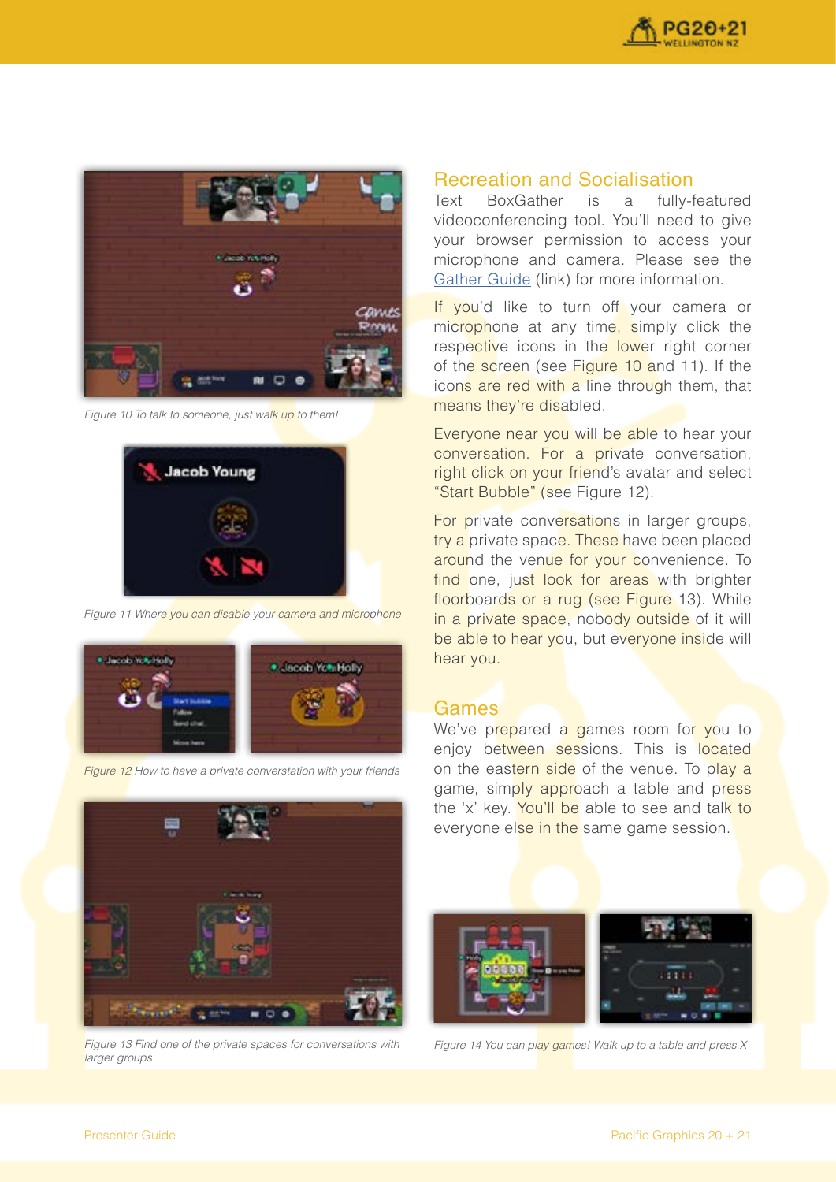## Recreation and Socialisation

Text BoxGather is a fully-featured videoconferencing tool. You'll need to give your browser permission to access your microphone and camera. Please see the Gather Guide (link) for more information.

If you'd like to turn off your camera or microphone at any time, simply click the respective icons in the lower right corner of the screen (see Figure 10 and 11). If the icons are red with a line through them, that means they're disabled.

Everyone near you will be able to hear your conversation. For a private conversation, right click on your friend's avatar and select "Start Bubble" (see Figure 12).

For private conversations in larger groups, try a private space. These have been placed around the venue for your convenience. To find one, just look for areas with brighter floorboards or a rug (see Figure 13). While in a private space, nobody outside of it will be able to hear you, but everyone inside will hear you.

## Games

We've prepared a games room for you to enjoy between sessions. This is located on the eastern side of the venue. To play a game, simply approach a table and press the 'x' key. You'll be able to see and talk to everyone else in the same game session.

*Figure 10 To talk to someone, just walk up to them!*

*Figure 11 Where you can disable your camera and microphone*

*Figure 12 How to have a private converstation with your friends*

*Figure 13 Find one of the private spaces for conversations with larger groups*

*Figure 14 You can play games! Walk up to a table and press X*